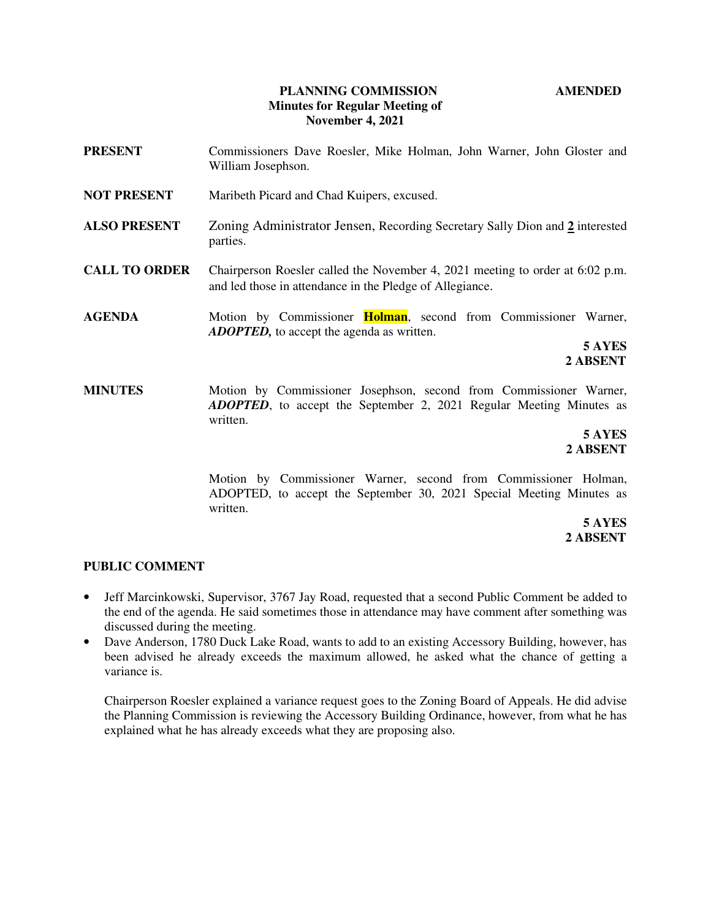# PLANNING COMMISSION — AMENDED

## Minutes for Regular Meeting of November 4, 2021

**PRESENT** Commissioners Dave Roesler, Mike Holman, John Warner, John Gloster and William Josephson.

**NOT PRESENT** Maribeth Picard and Chad Kuipers, excused.

**ALSO PRESENT** Zoning Administrator Jensen, Recording Secretary Sally Dion and **2** interested parties.

**CALL TO ORDER** Chairperson Roesler called the November 4, 2021 meeting to order at 6:02 p.m. and led those in attendance in the Pledge of Allegiance.

**AGENDA** Motion by Commissioner **Holman**, second from Commissioner Warner, ***ADOPTED,*** to accept the agenda as written.

**5 AYES**
**2 ABSENT**

**MINUTES** Motion by Commissioner Josephson, second from Commissioner Warner, ***ADOPTED***, to accept the September 2, 2021 Regular Meeting Minutes as written.

**5 AYES**
**2 ABSENT**

Motion by Commissioner Warner, second from Commissioner Holman, ADOPTED, to accept the September 30, 2021 Special Meeting Minutes as written.

**5 AYES**
**2 ABSENT**

**PUBLIC COMMENT**

- Jeff Marcinkowski, Supervisor, 3767 Jay Road, requested that a second Public Comment be added to the end of the agenda. He said sometimes those in attendance may have comment after something was discussed during the meeting.
- Dave Anderson, 1780 Duck Lake Road, wants to add to an existing Accessory Building, however, has been advised he already exceeds the maximum allowed, he asked what the chance of getting a variance is.

Chairperson Roesler explained a variance request goes to the Zoning Board of Appeals. He did advise the Planning Commission is reviewing the Accessory Building Ordinance, however, from what he has explained what he has already exceeds what they are proposing also.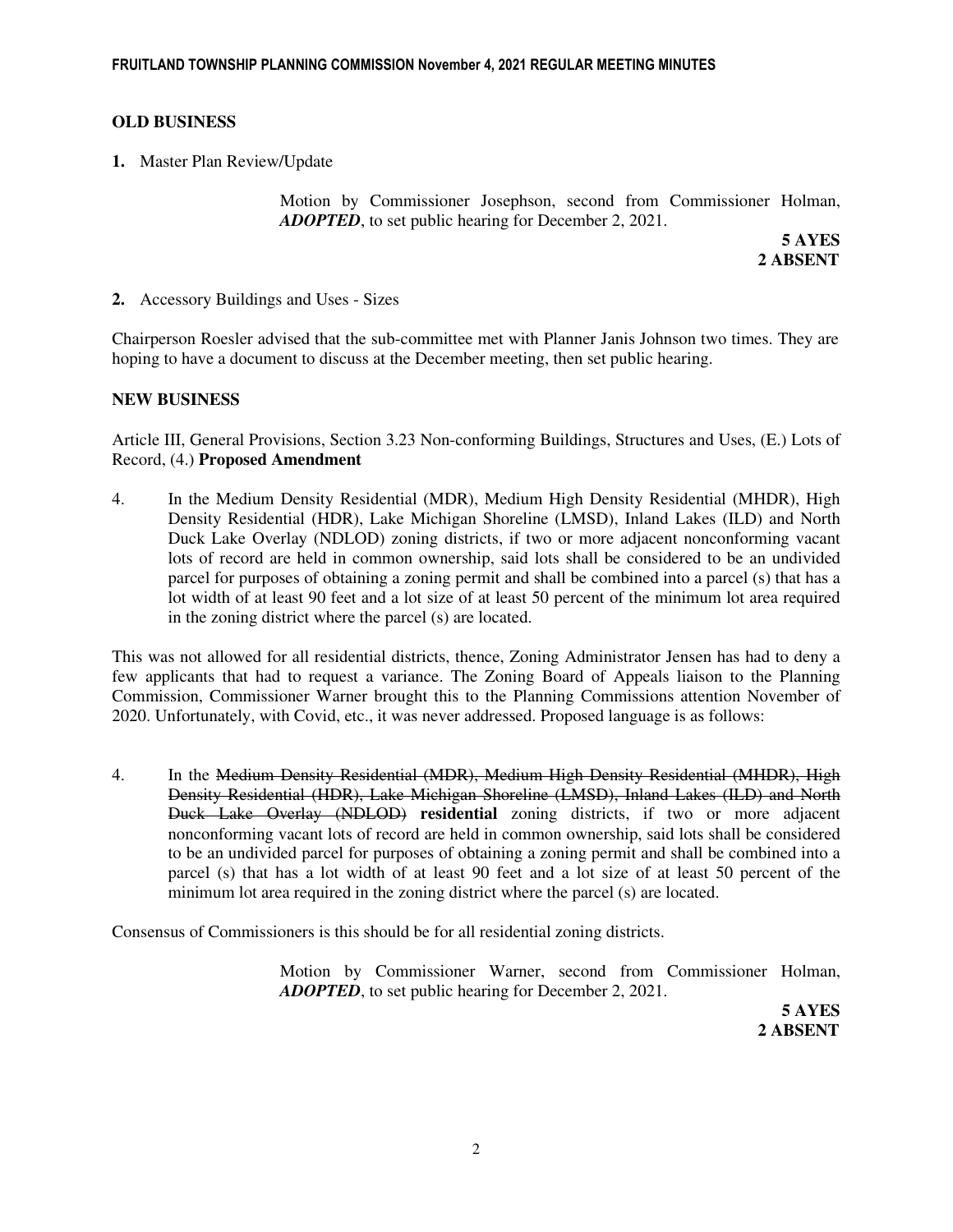## OLD BUSINESS

**1.** Master Plan Review/Update

> Motion by Commissioner Josephson, second from Commissioner Holman, ***ADOPTED***, to set public hearing for December 2, 2021.
>
> **5 AYES**
> **2 ABSENT**

**2.** Accessory Buildings and Uses - Sizes

Chairperson Roesler advised that the sub-committee met with Planner Janis Johnson two times. They are hoping to have a document to discuss at the December meeting, then set public hearing.

## NEW BUSINESS

Article III, General Provisions, Section 3.23 Non-conforming Buildings, Structures and Uses, (E.) Lots of Record, (4.) **Proposed Amendment**

4. In the Medium Density Residential (MDR), Medium High Density Residential (MHDR), High Density Residential (HDR), Lake Michigan Shoreline (LMSD), Inland Lakes (ILD) and North Duck Lake Overlay (NDLOD) zoning districts, if two or more adjacent nonconforming vacant lots of record are held in common ownership, said lots shall be considered to be an undivided parcel for purposes of obtaining a zoning permit and shall be combined into a parcel (s) that has a lot width of at least 90 feet and a lot size of at least 50 percent of the minimum lot area required in the zoning district where the parcel (s) are located.

This was not allowed for all residential districts, thence, Zoning Administrator Jensen has had to deny a few applicants that had to request a variance. The Zoning Board of Appeals liaison to the Planning Commission, Commissioner Warner brought this to the Planning Commissions attention November of 2020. Unfortunately, with Covid, etc., it was never addressed. Proposed language is as follows:

4. In the ~~Medium Density Residential (MDR), Medium High Density Residential (MHDR), High Density Residential (HDR), Lake Michigan Shoreline (LMSD), Inland Lakes (ILD) and North Duck Lake Overlay (NDLOD)~~ **residential** zoning districts, if two or more adjacent nonconforming vacant lots of record are held in common ownership, said lots shall be considered to be an undivided parcel for purposes of obtaining a zoning permit and shall be combined into a parcel (s) that has a lot width of at least 90 feet and a lot size of at least 50 percent of the minimum lot area required in the zoning district where the parcel (s) are located.

Consensus of Commissioners is this should be for all residential zoning districts.

> Motion by Commissioner Warner, second from Commissioner Holman, ***ADOPTED***, to set public hearing for December 2, 2021.
>
> **5 AYES**
> **2 ABSENT**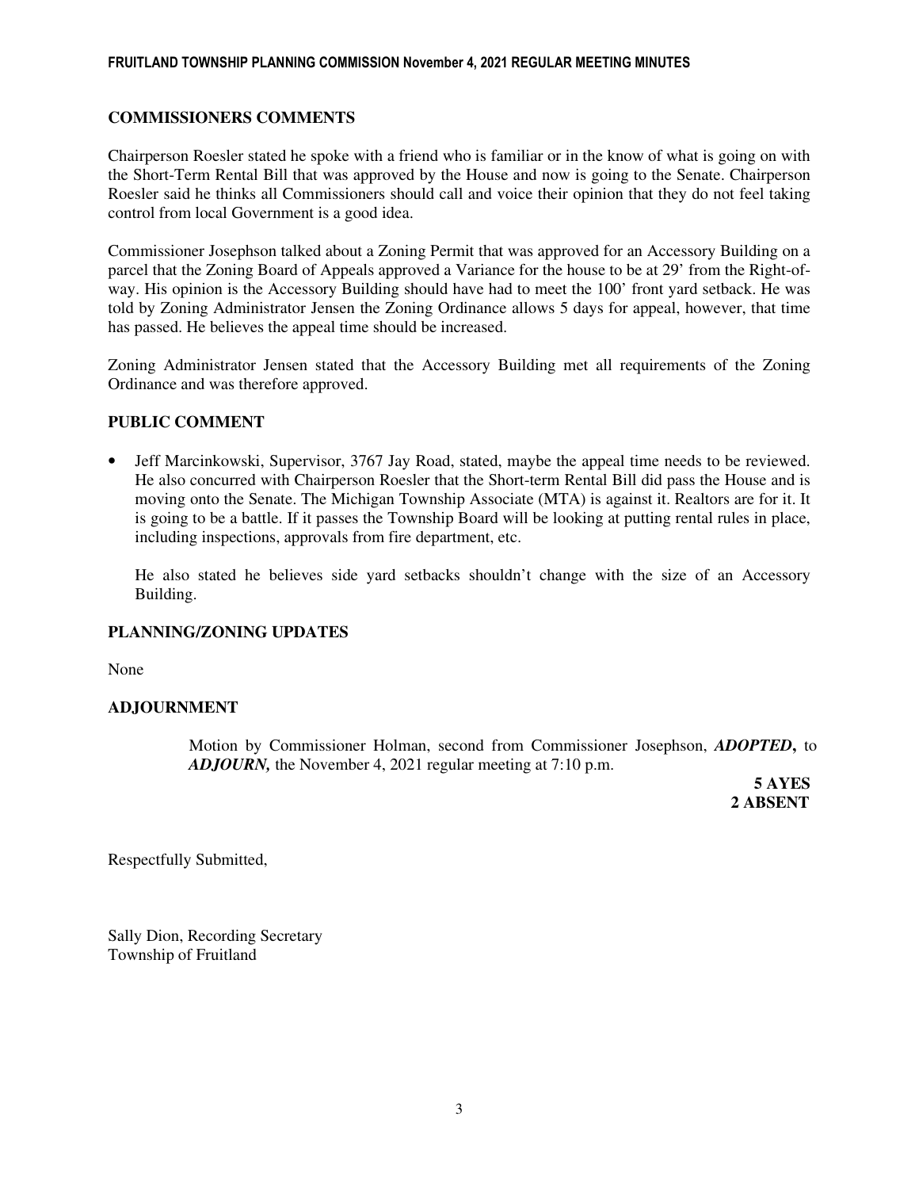## COMMISSIONERS COMMENTS

Chairperson Roesler stated he spoke with a friend who is familiar or in the know of what is going on with the Short-Term Rental Bill that was approved by the House and now is going to the Senate. Chairperson Roesler said he thinks all Commissioners should call and voice their opinion that they do not feel taking control from local Government is a good idea.

Commissioner Josephson talked about a Zoning Permit that was approved for an Accessory Building on a parcel that the Zoning Board of Appeals approved a Variance for the house to be at 29' from the Right-of-way. His opinion is the Accessory Building should have had to meet the 100' front yard setback. He was told by Zoning Administrator Jensen the Zoning Ordinance allows 5 days for appeal, however, that time has passed. He believes the appeal time should be increased.

Zoning Administrator Jensen stated that the Accessory Building met all requirements of the Zoning Ordinance and was therefore approved.

## PUBLIC COMMENT

- Jeff Marcinkowski, Supervisor, 3767 Jay Road, stated, maybe the appeal time needs to be reviewed. He also concurred with Chairperson Roesler that the Short-term Rental Bill did pass the House and is moving onto the Senate. The Michigan Township Associate (MTA) is against it. Realtors are for it. It is going to be a battle. If it passes the Township Board will be looking at putting rental rules in place, including inspections, approvals from fire department, etc.

  He also stated he believes side yard setbacks shouldn't change with the size of an Accessory Building.

## PLANNING/ZONING UPDATES

None

## ADJOURNMENT

Motion by Commissioner Holman, second from Commissioner Josephson, ***ADOPTED***, to ***ADJOURN,*** the November 4, 2021 regular meeting at 7:10 p.m.

**5 AYES**
**2 ABSENT**

Respectfully Submitted,

Sally Dion, Recording Secretary
Township of Fruitland